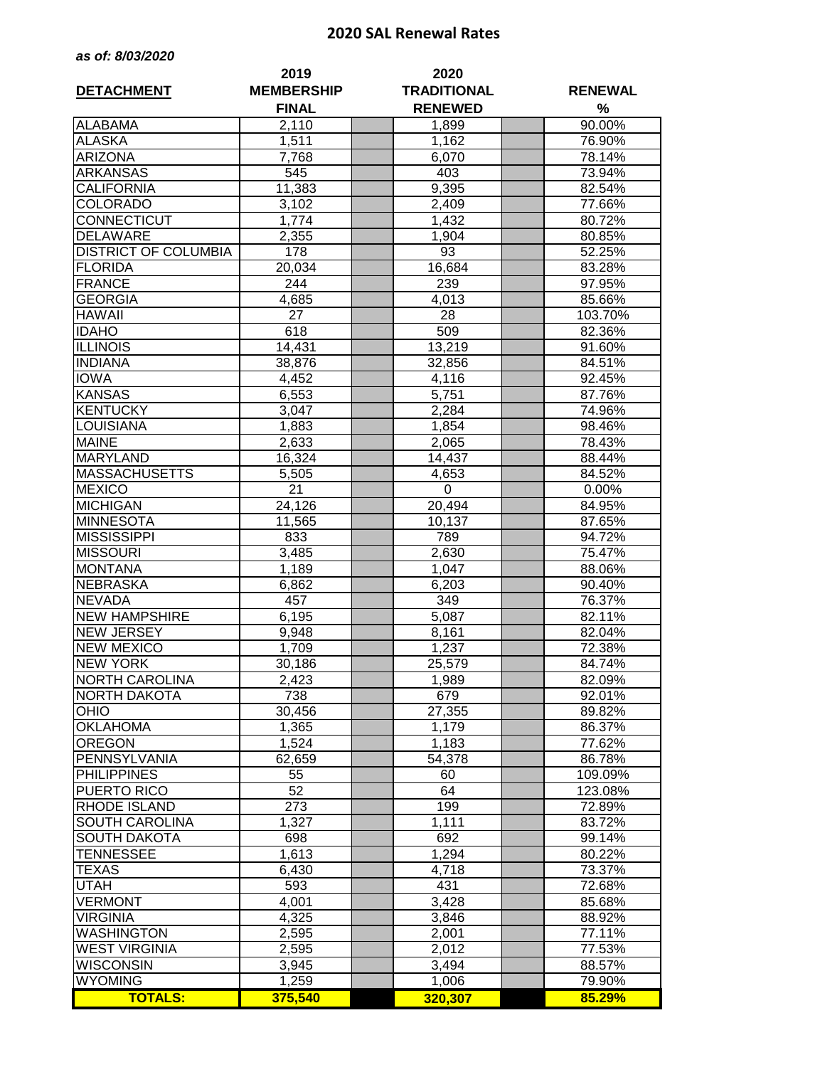## 2020 SAL Renewal Rates

***as of: 8/03/2020***

| DETACHMENT | 2019 MEMBERSHIP FINAL | | 2020 TRADITIONAL RENEWED | | RENEWAL % |
|---|---|---|---|---|---|
| ALABAMA | 2,110 | | 1,899 | | 90.00% |
| ALASKA | 1,511 | | 1,162 | | 76.90% |
| ARIZONA | 7,768 | | 6,070 | | 78.14% |
| ARKANSAS | 545 | | 403 | | 73.94% |
| CALIFORNIA | 11,383 | | 9,395 | | 82.54% |
| COLORADO | 3,102 | | 2,409 | | 77.66% |
| CONNECTICUT | 1,774 | | 1,432 | | 80.72% |
| DELAWARE | 2,355 | | 1,904 | | 80.85% |
| DISTRICT OF COLUMBIA | 178 | | 93 | | 52.25% |
| FLORIDA | 20,034 | | 16,684 | | 83.28% |
| FRANCE | 244 | | 239 | | 97.95% |
| GEORGIA | 4,685 | | 4,013 | | 85.66% |
| HAWAII | 27 | | 28 | | 103.70% |
| IDAHO | 618 | | 509 | | 82.36% |
| ILLINOIS | 14,431 | | 13,219 | | 91.60% |
| INDIANA | 38,876 | | 32,856 | | 84.51% |
| IOWA | 4,452 | | 4,116 | | 92.45% |
| KANSAS | 6,553 | | 5,751 | | 87.76% |
| KENTUCKY | 3,047 | | 2,284 | | 74.96% |
| LOUISIANA | 1,883 | | 1,854 | | 98.46% |
| MAINE | 2,633 | | 2,065 | | 78.43% |
| MARYLAND | 16,324 | | 14,437 | | 88.44% |
| MASSACHUSETTS | 5,505 | | 4,653 | | 84.52% |
| MEXICO | 21 | | 0 | | 0.00% |
| MICHIGAN | 24,126 | | 20,494 | | 84.95% |
| MINNESOTA | 11,565 | | 10,137 | | 87.65% |
| MISSISSIPPI | 833 | | 789 | | 94.72% |
| MISSOURI | 3,485 | | 2,630 | | 75.47% |
| MONTANA | 1,189 | | 1,047 | | 88.06% |
| NEBRASKA | 6,862 | | 6,203 | | 90.40% |
| NEVADA | 457 | | 349 | | 76.37% |
| NEW HAMPSHIRE | 6,195 | | 5,087 | | 82.11% |
| NEW JERSEY | 9,948 | | 8,161 | | 82.04% |
| NEW MEXICO | 1,709 | | 1,237 | | 72.38% |
| NEW YORK | 30,186 | | 25,579 | | 84.74% |
| NORTH CAROLINA | 2,423 | | 1,989 | | 82.09% |
| NORTH DAKOTA | 738 | | 679 | | 92.01% |
| OHIO | 30,456 | | 27,355 | | 89.82% |
| OKLAHOMA | 1,365 | | 1,179 | | 86.37% |
| OREGON | 1,524 | | 1,183 | | 77.62% |
| PENNSYLVANIA | 62,659 | | 54,378 | | 86.78% |
| PHILIPPINES | 55 | | 60 | | 109.09% |
| PUERTO RICO | 52 | | 64 | | 123.08% |
| RHODE ISLAND | 273 | | 199 | | 72.89% |
| SOUTH CAROLINA | 1,327 | | 1,111 | | 83.72% |
| SOUTH DAKOTA | 698 | | 692 | | 99.14% |
| TENNESSEE | 1,613 | | 1,294 | | 80.22% |
| TEXAS | 6,430 | | 4,718 | | 73.37% |
| UTAH | 593 | | 431 | | 72.68% |
| VERMONT | 4,001 | | 3,428 | | 85.68% |
| VIRGINIA | 4,325 | | 3,846 | | 88.92% |
| WASHINGTON | 2,595 | | 2,001 | | 77.11% |
| WEST VIRGINIA | 2,595 | | 2,012 | | 77.53% |
| WISCONSIN | 3,945 | | 3,494 | | 88.57% |
| WYOMING | 1,259 | | 1,006 | | 79.90% |
| **TOTALS:** | **375,540** | | **320,307** | | **85.29%** |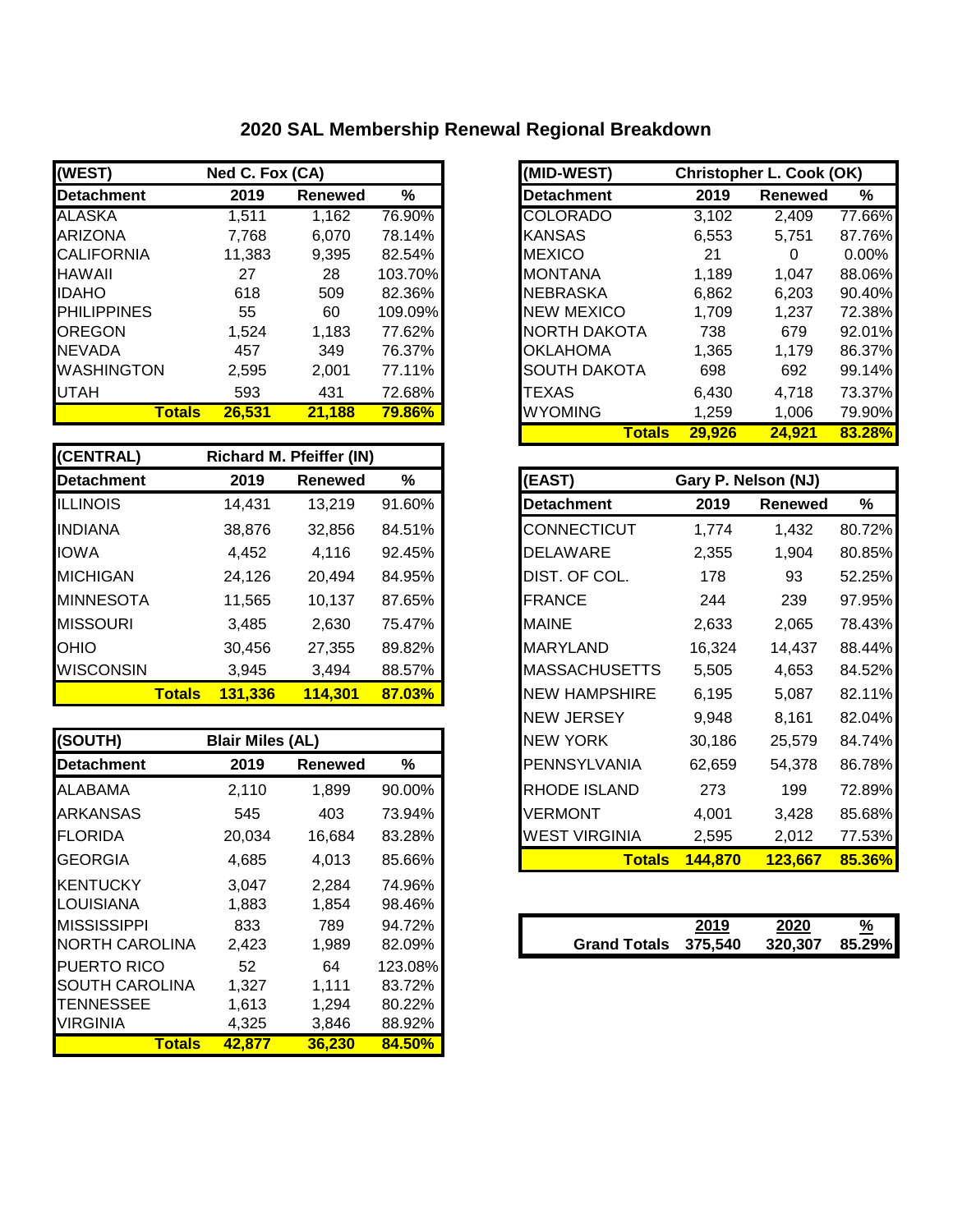# 2020 SAL Membership Renewal Regional Breakdown

| (WEST) | Ned C. Fox (CA) | | |
|---|---|---|---|
| Detachment | 2019 | Renewed | % |
| ALASKA | 1,511 | 1,162 | 76.90% |
| ARIZONA | 7,768 | 6,070 | 78.14% |
| CALIFORNIA | 11,383 | 9,395 | 82.54% |
| HAWAII | 27 | 28 | 103.70% |
| IDAHO | 618 | 509 | 82.36% |
| PHILIPPINES | 55 | 60 | 109.09% |
| OREGON | 1,524 | 1,183 | 77.62% |
| NEVADA | 457 | 349 | 76.37% |
| WASHINGTON | 2,595 | 2,001 | 77.11% |
| UTAH | 593 | 431 | 72.68% |
| **Totals** | **26,531** | **21,188** | **79.86%** |

| (MID-WEST) | Christopher L. Cook (OK) | | |
|---|---|---|---|
| Detachment | 2019 | Renewed | % |
| COLORADO | 3,102 | 2,409 | 77.66% |
| KANSAS | 6,553 | 5,751 | 87.76% |
| MEXICO | 21 | 0 | 0.00% |
| MONTANA | 1,189 | 1,047 | 88.06% |
| NEBRASKA | 6,862 | 6,203 | 90.40% |
| NEW MEXICO | 1,709 | 1,237 | 72.38% |
| NORTH DAKOTA | 738 | 679 | 92.01% |
| OKLAHOMA | 1,365 | 1,179 | 86.37% |
| SOUTH DAKOTA | 698 | 692 | 99.14% |
| TEXAS | 6,430 | 4,718 | 73.37% |
| WYOMING | 1,259 | 1,006 | 79.90% |
| **Totals** | **29,926** | **24,921** | **83.28%** |

| (CENTRAL) | Richard M. Pfeiffer (IN) | | |
|---|---|---|---|
| Detachment | 2019 | Renewed | % |
| ILLINOIS | 14,431 | 13,219 | 91.60% |
| INDIANA | 38,876 | 32,856 | 84.51% |
| IOWA | 4,452 | 4,116 | 92.45% |
| MICHIGAN | 24,126 | 20,494 | 84.95% |
| MINNESOTA | 11,565 | 10,137 | 87.65% |
| MISSOURI | 3,485 | 2,630 | 75.47% |
| OHIO | 30,456 | 27,355 | 89.82% |
| WISCONSIN | 3,945 | 3,494 | 88.57% |
| **Totals** | **131,336** | **114,301** | **87.03%** |

| (EAST) | Gary P. Nelson (NJ) | | |
|---|---|---|---|
| Detachment | 2019 | Renewed | % |
| CONNECTICUT | 1,774 | 1,432 | 80.72% |
| DELAWARE | 2,355 | 1,904 | 80.85% |
| DIST. OF COL. | 178 | 93 | 52.25% |
| FRANCE | 244 | 239 | 97.95% |
| MAINE | 2,633 | 2,065 | 78.43% |
| MARYLAND | 16,324 | 14,437 | 88.44% |
| MASSACHUSETTS | 5,505 | 4,653 | 84.52% |
| NEW HAMPSHIRE | 6,195 | 5,087 | 82.11% |
| NEW JERSEY | 9,948 | 8,161 | 82.04% |
| NEW YORK | 30,186 | 25,579 | 84.74% |
| PENNSYLVANIA | 62,659 | 54,378 | 86.78% |
| RHODE ISLAND | 273 | 199 | 72.89% |
| VERMONT | 4,001 | 3,428 | 85.68% |
| WEST VIRGINIA | 2,595 | 2,012 | 77.53% |
| **Totals** | **144,870** | **123,667** | **85.36%** |

| (SOUTH) | Blair Miles (AL) | | |
|---|---|---|---|
| Detachment | 2019 | Renewed | % |
| ALABAMA | 2,110 | 1,899 | 90.00% |
| ARKANSAS | 545 | 403 | 73.94% |
| FLORIDA | 20,034 | 16,684 | 83.28% |
| GEORGIA | 4,685 | 4,013 | 85.66% |
| KENTUCKY | 3,047 | 2,284 | 74.96% |
| LOUISIANA | 1,883 | 1,854 | 98.46% |
| MISSISSIPPI | 833 | 789 | 94.72% |
| NORTH CAROLINA | 2,423 | 1,989 | 82.09% |
| PUERTO RICO | 52 | 64 | 123.08% |
| SOUTH CAROLINA | 1,327 | 1,111 | 83.72% |
| TENNESSEE | 1,613 | 1,294 | 80.22% |
| VIRGINIA | 4,325 | 3,846 | 88.92% |
| **Totals** | **42,877** | **36,230** | **84.50%** |

| | 2019 | 2020 | % |
|---|---|---|---|
| **Grand Totals** | **375,540** | **320,307** | **85.29%** |